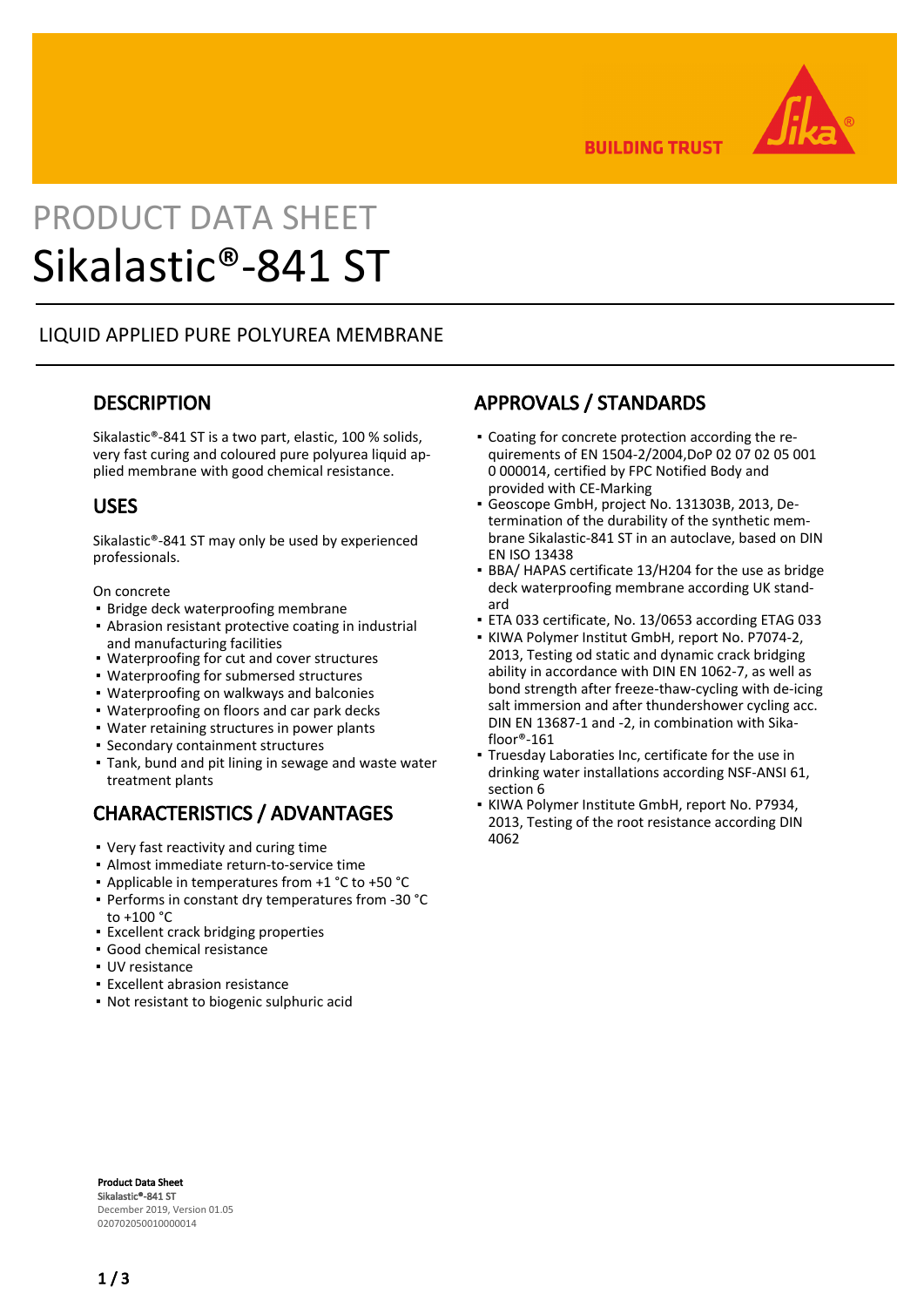BUILDING TRUST

# PRODUCT DATA SHEET
# Sikalastic®-841 ST

LIQUID APPLIED PURE POLYUREA MEMBRANE

## DESCRIPTION

Sikalastic®-841 ST is a two part, elastic, 100 % solids, very fast curing and coloured pure polyurea liquid applied membrane with good chemical resistance.

## USES

Sikalastic®-841 ST may only be used by experienced professionals.

On concrete

- Bridge deck waterproofing membrane
- Abrasion resistant protective coating in industrial and manufacturing facilities
- Waterproofing for cut and cover structures
- Waterproofing for submersed structures
- Waterproofing on walkways and balconies
- Waterproofing on floors and car park decks
- Water retaining structures in power plants
- Secondary containment structures
- Tank, bund and pit lining in sewage and waste water treatment plants

## CHARACTERISTICS / ADVANTAGES

- Very fast reactivity and curing time
- Almost immediate return-to-service time
- Applicable in temperatures from +1 °C to +50 °C
- Performs in constant dry temperatures from -30 °C to +100 °C
- Excellent crack bridging properties
- Good chemical resistance
- UV resistance
- Excellent abrasion resistance
- Not resistant to biogenic sulphuric acid

## APPROVALS / STANDARDS

- Coating for concrete protection according the requirements of EN 1504-2/2004,DoP 02 07 02 05 001 0 000014, certified by FPC Notified Body and provided with CE-Marking
- Geoscope GmbH, project No. 131303B, 2013, Determination of the durability of the synthetic membrane Sikalastic-841 ST in an autoclave, based on DIN EN ISO 13438
- BBA/ HAPAS certificate 13/H204 for the use as bridge deck waterproofing membrane according UK standard
- ETA 033 certificate, No. 13/0653 according ETAG 033
- KIWA Polymer Institut GmbH, report No. P7074-2, 2013, Testing od static and dynamic crack bridging ability in accordance with DIN EN 1062-7, as well as bond strength after freeze-thaw-cycling with de-icing salt immersion and after thundershower cycling acc. DIN EN 13687-1 and -2, in combination with Sikafloor®-161
- Truesday Laboraties Inc, certificate for the use in drinking water installations according NSF-ANSI 61, section 6
- KIWA Polymer Institute GmbH, report No. P7934, 2013, Testing of the root resistance according DIN 4062

**Product Data Sheet**
**Sikalastic®-841 ST**
December 2019, Version 01.05
020702050010000014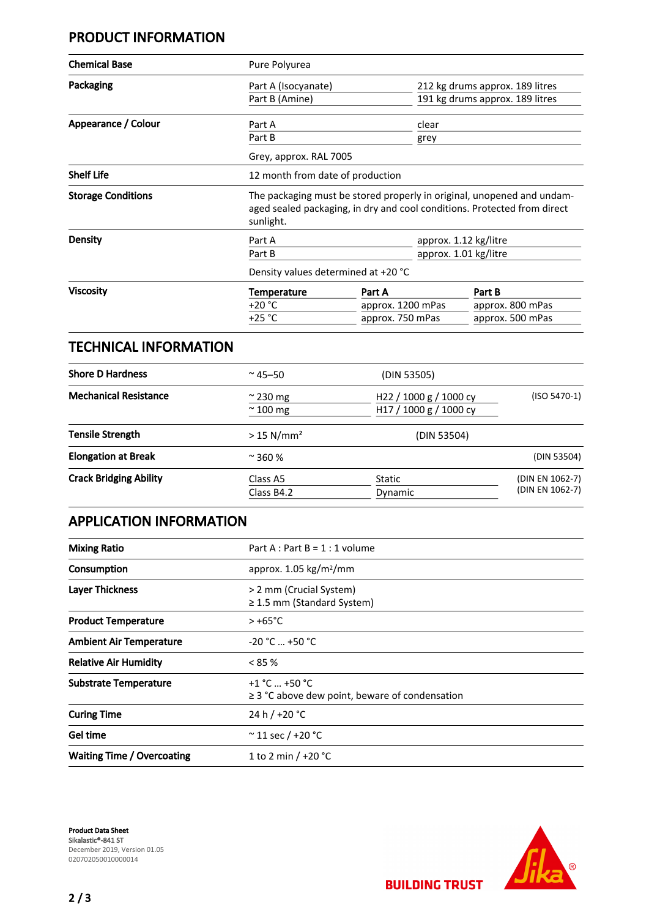## PRODUCT INFORMATION

| | | | |
|---|---|---|---|
| **Chemical Base** | Pure Polyurea | | |
| **Packaging** | Part A (Isocyanate) | 212 kg drums approx. 189 litres | |
| | Part B (Amine) | 191 kg drums approx. 189 litres | |
| **Appearance / Colour** | Part A | clear | |
| | Part B | grey | |
| | Grey, approx. RAL 7005 | | |
| **Shelf Life** | 12 month from date of production | | |
| **Storage Conditions** | The packaging must be stored properly in original, unopened and undamaged sealed packaging, in dry and cool conditions. Protected from direct sunlight. | | |
| **Density** | Part A | approx. 1.12 kg/litre | |
| | Part B | approx. 1.01 kg/litre | |
| | Density values determined at +20 °C | | |
| **Viscosity** | **Temperature** | **Part A** | **Part B** |
| | +20 °C | approx. 1200 mPas | approx. 800 mPas |
| | +25 °C | approx. 750 mPas | approx. 500 mPas |

## TECHNICAL INFORMATION

| | | | |
|---|---|---|---|
| **Shore D Hardness** | ~ 45–50 | (DIN 53505) | |
| **Mechanical Resistance** | ~ 230 mg | H22 / 1000 g / 1000 cy | (ISO 5470-1) |
| | ~ 100 mg | H17 / 1000 g / 1000 cy | |
| **Tensile Strength** | > 15 N/mm² | (DIN 53504) | |
| **Elongation at Break** | ~ 360 % | | (DIN 53504) |
| **Crack Bridging Ability** | Class A5 | Static | (DIN EN 1062-7) |
| | Class B4.2 | Dynamic | (DIN EN 1062-7) |

## APPLICATION INFORMATION

| | |
|---|---|
| **Mixing Ratio** | Part A : Part B = 1 : 1 volume |
| **Consumption** | approx. 1.05 kg/m²/mm |
| **Layer Thickness** | > 2 mm (Crucial System)<br>≥ 1.5 mm (Standard System) |
| **Product Temperature** | > +65°C |
| **Ambient Air Temperature** | -20 °C ... +50 °C |
| **Relative Air Humidity** | < 85 % |
| **Substrate Temperature** | +1 °C ... +50 °C<br>≥ 3 °C above dew point, beware of condensation |
| **Curing Time** | 24 h / +20 °C |
| **Gel time** | ~ 11 sec / +20 °C |
| **Waiting Time / Overcoating** | 1 to 2 min / +20 °C |

**Product Data Sheet**
Sikalastic®-841 ST
December 2019, Version 01.05
020702050010000014

BUILDING TRUST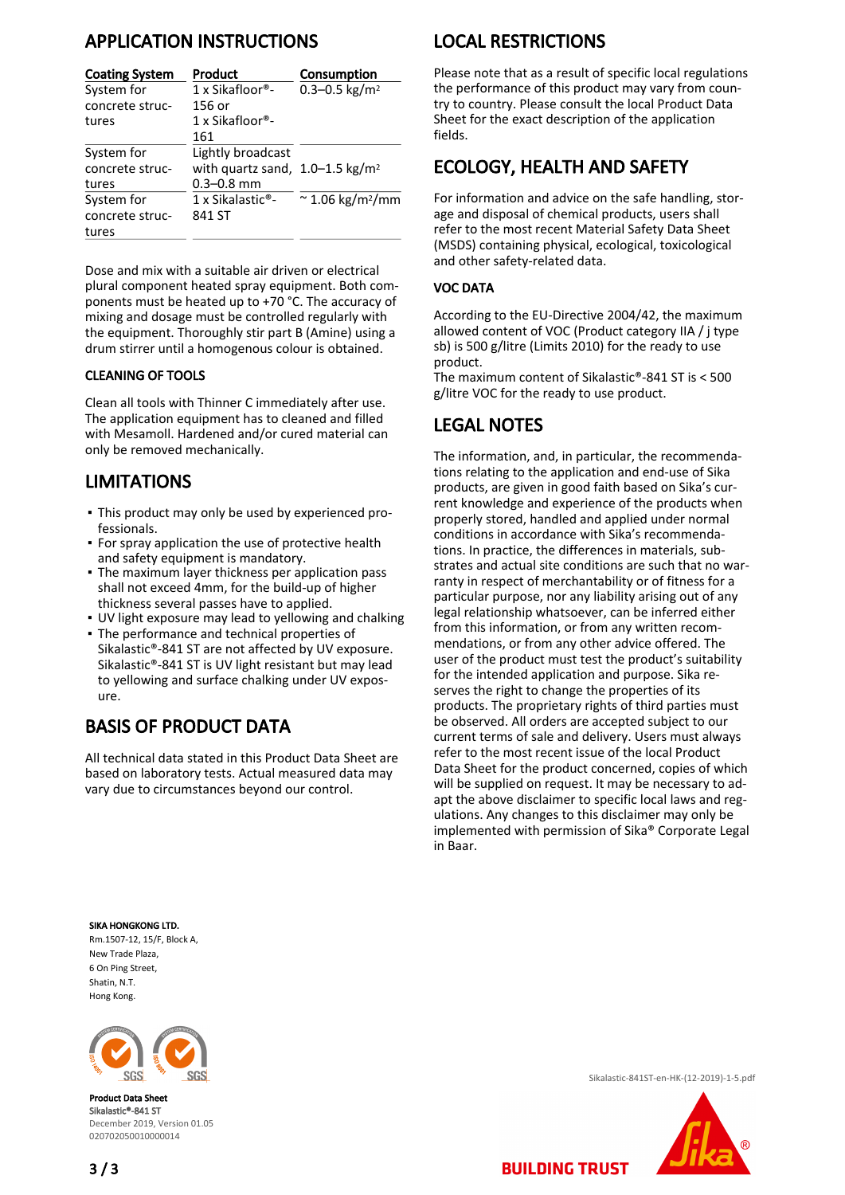## APPLICATION INSTRUCTIONS

| Coating System | Product | Consumption |
|---|---|---|
| System for concrete structures | 1 x Sikafloor®-156 or 1 x Sikafloor®-161 | 0.3–0.5 kg/m² |
| System for concrete structures | Lightly broadcast with quartz sand, 0.3–0.8 mm | 1.0–1.5 kg/m² |
| System for concrete structures | 1 x Sikalastic®-841 ST | ~ 1.06 kg/m²/mm |

Dose and mix with a suitable air driven or electrical plural component heated spray equipment. Both components must be heated up to +70 °C. The accuracy of mixing and dosage must be controlled regularly with the equipment. Thoroughly stir part B (Amine) using a drum stirrer until a homogenous colour is obtained.

### CLEANING OF TOOLS

Clean all tools with Thinner C immediately after use. The application equipment has to cleaned and filled with Mesamoll. Hardened and/or cured material can only be removed mechanically.

## LIMITATIONS

- This product may only be used by experienced professionals.
- For spray application the use of protective health and safety equipment is mandatory.
- The maximum layer thickness per application pass shall not exceed 4mm, for the build-up of higher thickness several passes have to applied.
- UV light exposure may lead to yellowing and chalking
- The performance and technical properties of Sikalastic®-841 ST are not affected by UV exposure. Sikalastic®-841 ST is UV light resistant but may lead to yellowing and surface chalking under UV exposure.

## BASIS OF PRODUCT DATA

All technical data stated in this Product Data Sheet are based on laboratory tests. Actual measured data may vary due to circumstances beyond our control.

## LOCAL RESTRICTIONS

Please note that as a result of specific local regulations the performance of this product may vary from country to country. Please consult the local Product Data Sheet for the exact description of the application fields.

## ECOLOGY, HEALTH AND SAFETY

For information and advice on the safe handling, storage and disposal of chemical products, users shall refer to the most recent Material Safety Data Sheet (MSDS) containing physical, ecological, toxicological and other safety-related data.

### VOC DATA

According to the EU-Directive 2004/42, the maximum allowed content of VOC (Product category IIA / j type sb) is 500 g/litre (Limits 2010) for the ready to use product.
The maximum content of Sikalastic®-841 ST is < 500 g/litre VOC for the ready to use product.

## LEGAL NOTES

The information, and, in particular, the recommendations relating to the application and end-use of Sika products, are given in good faith based on Sika's current knowledge and experience of the products when properly stored, handled and applied under normal conditions in accordance with Sika's recommendations. In practice, the differences in materials, substrates and actual site conditions are such that no warranty in respect of merchantability or of fitness for a particular purpose, nor any liability arising out of any legal relationship whatsoever, can be inferred either from this information, or from any written recommendations, or from any other advice offered. The user of the product must test the product's suitability for the intended application and purpose. Sika reserves the right to change the properties of its products. The proprietary rights of third parties must be observed. All orders are accepted subject to our current terms of sale and delivery. Users must always refer to the most recent issue of the local Product Data Sheet for the product concerned, copies of which will be supplied on request. It may be necessary to adapt the above disclaimer to specific local laws and regulations. Any changes to this disclaimer may only be implemented with permission of Sika® Corporate Legal in Baar.

**SIKA HONGKONG LTD.**
Rm.1507-12, 15/F, Block A,
New Trade Plaza,
6 On Ping Street,
Shatin, N.T.
Hong Kong.

**Product Data Sheet**
Sikalastic®-841 ST
December 2019, Version 01.05
020702050010000014

Sikalastic-841ST-en-HK-(12-2019)-1-5.pdf

BUILDING TRUST